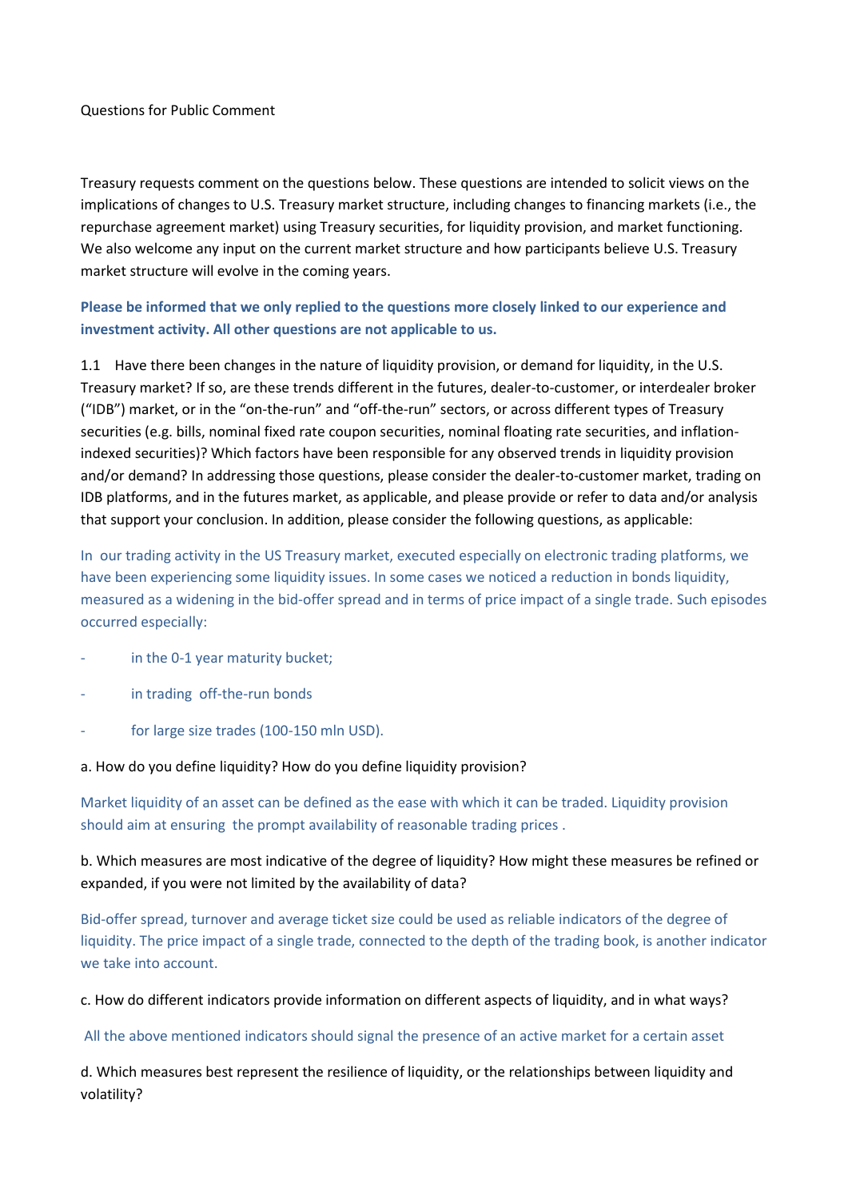Questions for Public Comment

Treasury requests comment on the questions below. These questions are intended to solicit views on the implications of changes to U.S. Treasury market structure, including changes to financing markets (i.e., the repurchase agreement market) using Treasury securities, for liquidity provision, and market functioning. We also welcome any input on the current market structure and how participants believe U.S. Treasury market structure will evolve in the coming years.

**Please be informed that we only replied to the questions more closely linked to our experience and investment activity. All other questions are not applicable to us.**

1.1 Have there been changes in the nature of liquidity provision, or demand for liquidity, in the U.S. Treasury market? If so, are these trends different in the futures, dealer-to-customer, or interdealer broker ("IDB") market, or in the "on-the-run" and "off-the-run" sectors, or across different types of Treasury securities (e.g. bills, nominal fixed rate coupon securities, nominal floating rate securities, and inflation-indexed securities)? Which factors have been responsible for any observed trends in liquidity provision and/or demand? In addressing those questions, please consider the dealer-to-customer market, trading on IDB platforms, and in the futures market, as applicable, and please provide or refer to data and/or analysis that support your conclusion. In addition, please consider the following questions, as applicable:

In our trading activity in the US Treasury market, executed especially on electronic trading platforms, we have been experiencing some liquidity issues. In some cases we noticed a reduction in bonds liquidity, measured as a widening in the bid-offer spread and in terms of price impact of a single trade. Such episodes occurred especially:

- in the 0-1 year maturity bucket;
- in trading off-the-run bonds
- for large size trades (100-150 mln USD).

a. How do you define liquidity? How do you define liquidity provision?

Market liquidity of an asset can be defined as the ease with which it can be traded. Liquidity provision should aim at ensuring the prompt availability of reasonable trading prices .

b. Which measures are most indicative of the degree of liquidity? How might these measures be refined or expanded, if you were not limited by the availability of data?

Bid-offer spread, turnover and average ticket size could be used as reliable indicators of the degree of liquidity. The price impact of a single trade, connected to the depth of the trading book, is another indicator we take into account.

c. How do different indicators provide information on different aspects of liquidity, and in what ways?

All the above mentioned indicators should signal the presence of an active market for a certain asset

d. Which measures best represent the resilience of liquidity, or the relationships between liquidity and volatility?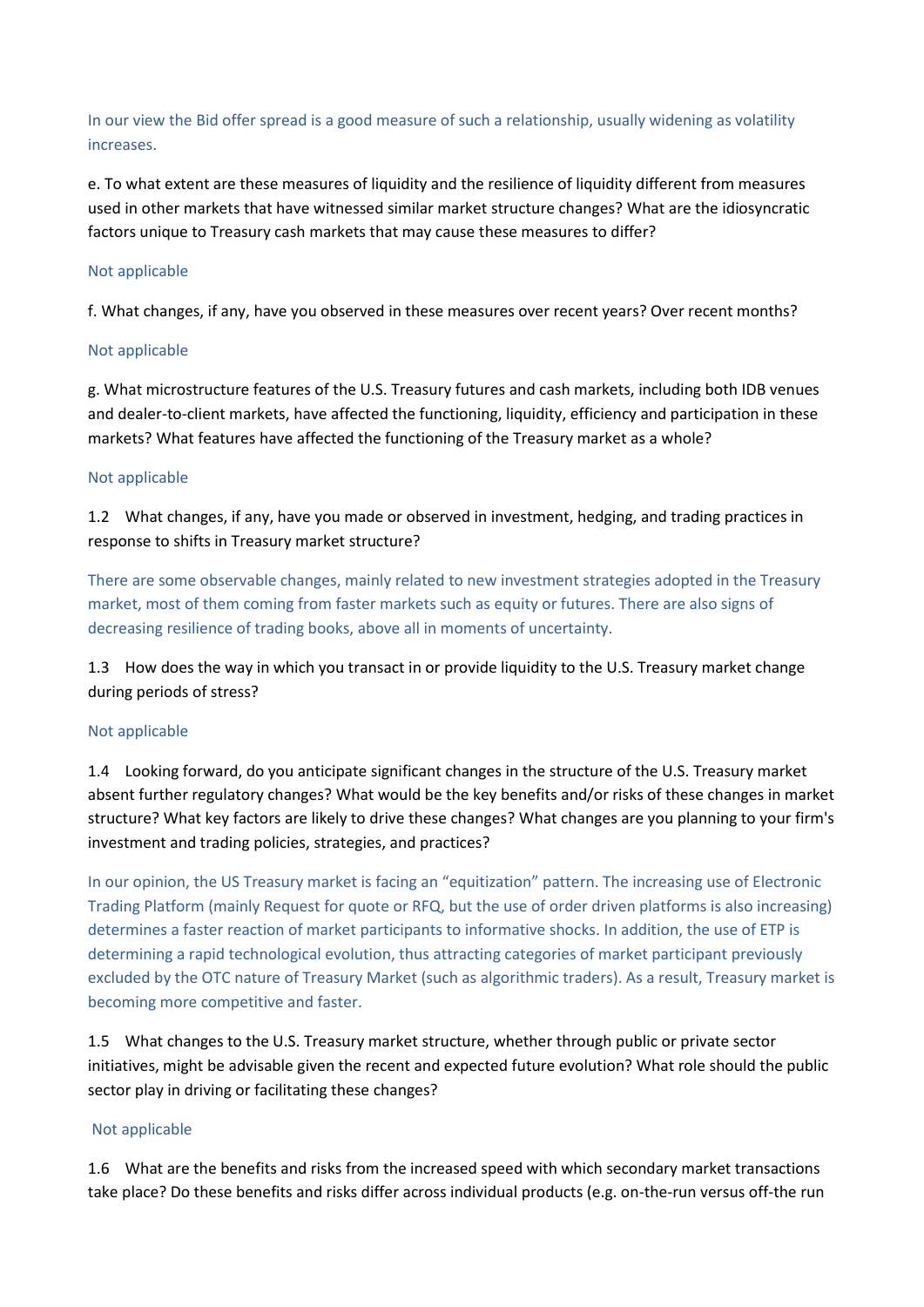In our view the Bid offer spread is a good measure of such a relationship, usually widening as volatility increases.

e. To what extent are these measures of liquidity and the resilience of liquidity different from measures used in other markets that have witnessed similar market structure changes? What are the idiosyncratic factors unique to Treasury cash markets that may cause these measures to differ?

Not applicable

f. What changes, if any, have you observed in these measures over recent years? Over recent months?

Not applicable

g. What microstructure features of the U.S. Treasury futures and cash markets, including both IDB venues and dealer-to-client markets, have affected the functioning, liquidity, efficiency and participation in these markets? What features have affected the functioning of the Treasury market as a whole?

Not applicable

1.2 What changes, if any, have you made or observed in investment, hedging, and trading practices in response to shifts in Treasury market structure?

There are some observable changes, mainly related to new investment strategies adopted in the Treasury market, most of them coming from faster markets such as equity or futures. There are also signs of decreasing resilience of trading books, above all in moments of uncertainty.

1.3 How does the way in which you transact in or provide liquidity to the U.S. Treasury market change during periods of stress?

Not applicable

1.4 Looking forward, do you anticipate significant changes in the structure of the U.S. Treasury market absent further regulatory changes? What would be the key benefits and/or risks of these changes in market structure? What key factors are likely to drive these changes? What changes are you planning to your firm's investment and trading policies, strategies, and practices?

In our opinion, the US Treasury market is facing an "equitization" pattern. The increasing use of Electronic Trading Platform (mainly Request for quote or RFQ, but the use of order driven platforms is also increasing) determines a faster reaction of market participants to informative shocks. In addition, the use of ETP is determining a rapid technological evolution, thus attracting categories of market participant previously excluded by the OTC nature of Treasury Market (such as algorithmic traders). As a result, Treasury market is becoming more competitive and faster.

1.5 What changes to the U.S. Treasury market structure, whether through public or private sector initiatives, might be advisable given the recent and expected future evolution? What role should the public sector play in driving or facilitating these changes?

Not applicable

1.6 What are the benefits and risks from the increased speed with which secondary market transactions take place? Do these benefits and risks differ across individual products (e.g. on-the-run versus off-the run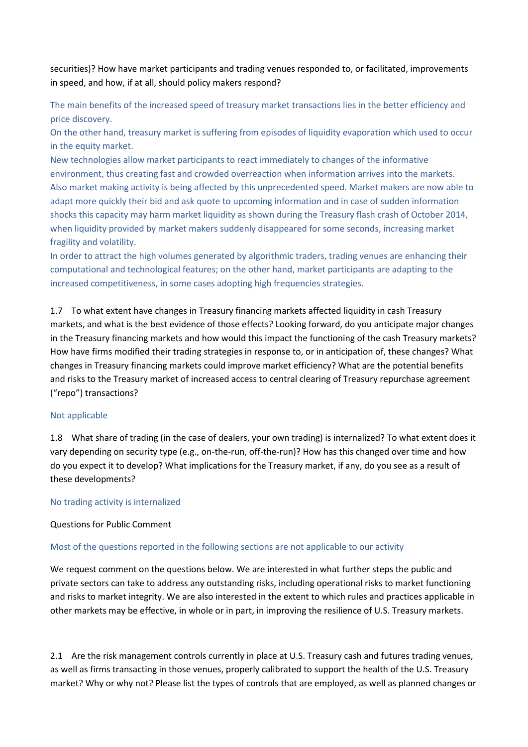securities)? How have market participants and trading venues responded to, or facilitated, improvements in speed, and how, if at all, should policy makers respond?

The main benefits of the increased speed of treasury market transactions lies in the better efficiency and price discovery.
On the other hand, treasury market is suffering from episodes of liquidity evaporation which used to occur in the equity market.
New technologies allow market participants to react immediately to changes of the informative environment, thus creating fast and crowded overreaction when information arrives into the markets.
Also market making activity is being affected by this unprecedented speed. Market makers are now able to adapt more quickly their bid and ask quote to upcoming information and in case of sudden information shocks this capacity may harm market liquidity as shown during the Treasury flash crash of October 2014, when liquidity provided by market makers suddenly disappeared for some seconds, increasing market fragility and volatility.
In order to attract the high volumes generated by algorithmic traders, trading venues are enhancing their computational and technological features; on the other hand, market participants are adapting to the increased competitiveness, in some cases adopting high frequencies strategies.

1.7 To what extent have changes in Treasury financing markets affected liquidity in cash Treasury markets, and what is the best evidence of those effects? Looking forward, do you anticipate major changes in the Treasury financing markets and how would this impact the functioning of the cash Treasury markets? How have firms modified their trading strategies in response to, or in anticipation of, these changes? What changes in Treasury financing markets could improve market efficiency? What are the potential benefits and risks to the Treasury market of increased access to central clearing of Treasury repurchase agreement ("repo") transactions?

Not applicable

1.8 What share of trading (in the case of dealers, your own trading) is internalized? To what extent does it vary depending on security type (e.g., on-the-run, off-the-run)? How has this changed over time and how do you expect it to develop? What implications for the Treasury market, if any, do you see as a result of these developments?

No trading activity is internalized

Questions for Public Comment

Most of the questions reported in the following sections are not applicable to our activity

We request comment on the questions below. We are interested in what further steps the public and private sectors can take to address any outstanding risks, including operational risks to market functioning and risks to market integrity. We are also interested in the extent to which rules and practices applicable in other markets may be effective, in whole or in part, in improving the resilience of U.S. Treasury markets.

2.1 Are the risk management controls currently in place at U.S. Treasury cash and futures trading venues, as well as firms transacting in those venues, properly calibrated to support the health of the U.S. Treasury market? Why or why not? Please list the types of controls that are employed, as well as planned changes or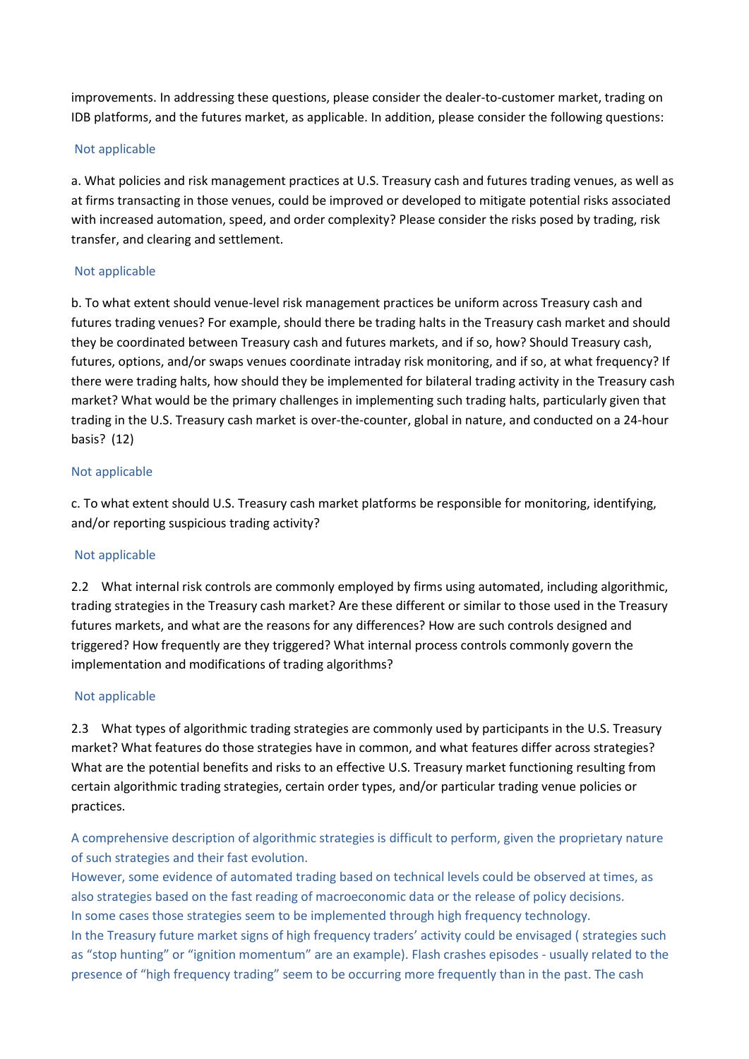improvements. In addressing these questions, please consider the dealer-to-customer market, trading on IDB platforms, and the futures market, as applicable. In addition, please consider the following questions:

Not applicable

a. What policies and risk management practices at U.S. Treasury cash and futures trading venues, as well as at firms transacting in those venues, could be improved or developed to mitigate potential risks associated with increased automation, speed, and order complexity? Please consider the risks posed by trading, risk transfer, and clearing and settlement.

Not applicable

b. To what extent should venue-level risk management practices be uniform across Treasury cash and futures trading venues? For example, should there be trading halts in the Treasury cash market and should they be coordinated between Treasury cash and futures markets, and if so, how? Should Treasury cash, futures, options, and/or swaps venues coordinate intraday risk monitoring, and if so, at what frequency? If there were trading halts, how should they be implemented for bilateral trading activity in the Treasury cash market? What would be the primary challenges in implementing such trading halts, particularly given that trading in the U.S. Treasury cash market is over-the-counter, global in nature, and conducted on a 24-hour basis? (12)

Not applicable

c. To what extent should U.S. Treasury cash market platforms be responsible for monitoring, identifying, and/or reporting suspicious trading activity?

Not applicable

2.2 What internal risk controls are commonly employed by firms using automated, including algorithmic, trading strategies in the Treasury cash market? Are these different or similar to those used in the Treasury futures markets, and what are the reasons for any differences? How are such controls designed and triggered? How frequently are they triggered? What internal process controls commonly govern the implementation and modifications of trading algorithms?

Not applicable

2.3 What types of algorithmic trading strategies are commonly used by participants in the U.S. Treasury market? What features do those strategies have in common, and what features differ across strategies? What are the potential benefits and risks to an effective U.S. Treasury market functioning resulting from certain algorithmic trading strategies, certain order types, and/or particular trading venue policies or practices.

A comprehensive description of algorithmic strategies is difficult to perform, given the proprietary nature of such strategies and their fast evolution.
However, some evidence of automated trading based on technical levels could be observed at times, as also strategies based on the fast reading of macroeconomic data or the release of policy decisions.
In some cases those strategies seem to be implemented through high frequency technology.
In the Treasury future market signs of high frequency traders' activity could be envisaged ( strategies such as "stop hunting" or "ignition momentum" are an example). Flash crashes episodes - usually related to the presence of "high frequency trading" seem to be occurring more frequently than in the past. The cash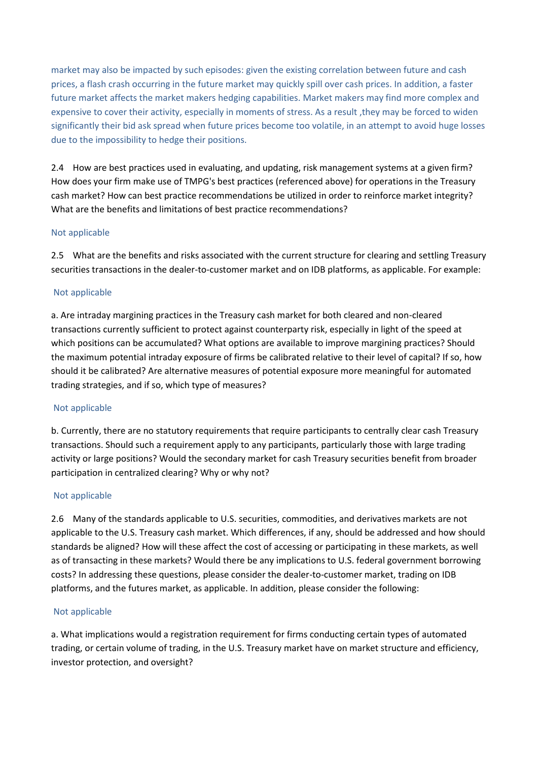market may also be impacted by such episodes: given the existing correlation between future and cash prices, a flash crash occurring in the future market may quickly spill over cash prices. In addition, a faster future market affects the market makers hedging capabilities. Market makers may find more complex and expensive to cover their activity, especially in moments of stress. As a result ,they may be forced to widen significantly their bid ask spread when future prices become too volatile, in an attempt to avoid huge losses due to the impossibility to hedge their positions.

2.4 How are best practices used in evaluating, and updating, risk management systems at a given firm? How does your firm make use of TMPG's best practices (referenced above) for operations in the Treasury cash market? How can best practice recommendations be utilized in order to reinforce market integrity? What are the benefits and limitations of best practice recommendations?

Not applicable

2.5 What are the benefits and risks associated with the current structure for clearing and settling Treasury securities transactions in the dealer-to-customer market and on IDB platforms, as applicable. For example:

Not applicable

a. Are intraday margining practices in the Treasury cash market for both cleared and non-cleared transactions currently sufficient to protect against counterparty risk, especially in light of the speed at which positions can be accumulated? What options are available to improve margining practices? Should the maximum potential intraday exposure of firms be calibrated relative to their level of capital? If so, how should it be calibrated? Are alternative measures of potential exposure more meaningful for automated trading strategies, and if so, which type of measures?

Not applicable

b. Currently, there are no statutory requirements that require participants to centrally clear cash Treasury transactions. Should such a requirement apply to any participants, particularly those with large trading activity or large positions? Would the secondary market for cash Treasury securities benefit from broader participation in centralized clearing? Why or why not?

Not applicable

2.6 Many of the standards applicable to U.S. securities, commodities, and derivatives markets are not applicable to the U.S. Treasury cash market. Which differences, if any, should be addressed and how should standards be aligned? How will these affect the cost of accessing or participating in these markets, as well as of transacting in these markets? Would there be any implications to U.S. federal government borrowing costs? In addressing these questions, please consider the dealer-to-customer market, trading on IDB platforms, and the futures market, as applicable. In addition, please consider the following:

Not applicable

a. What implications would a registration requirement for firms conducting certain types of automated trading, or certain volume of trading, in the U.S. Treasury market have on market structure and efficiency, investor protection, and oversight?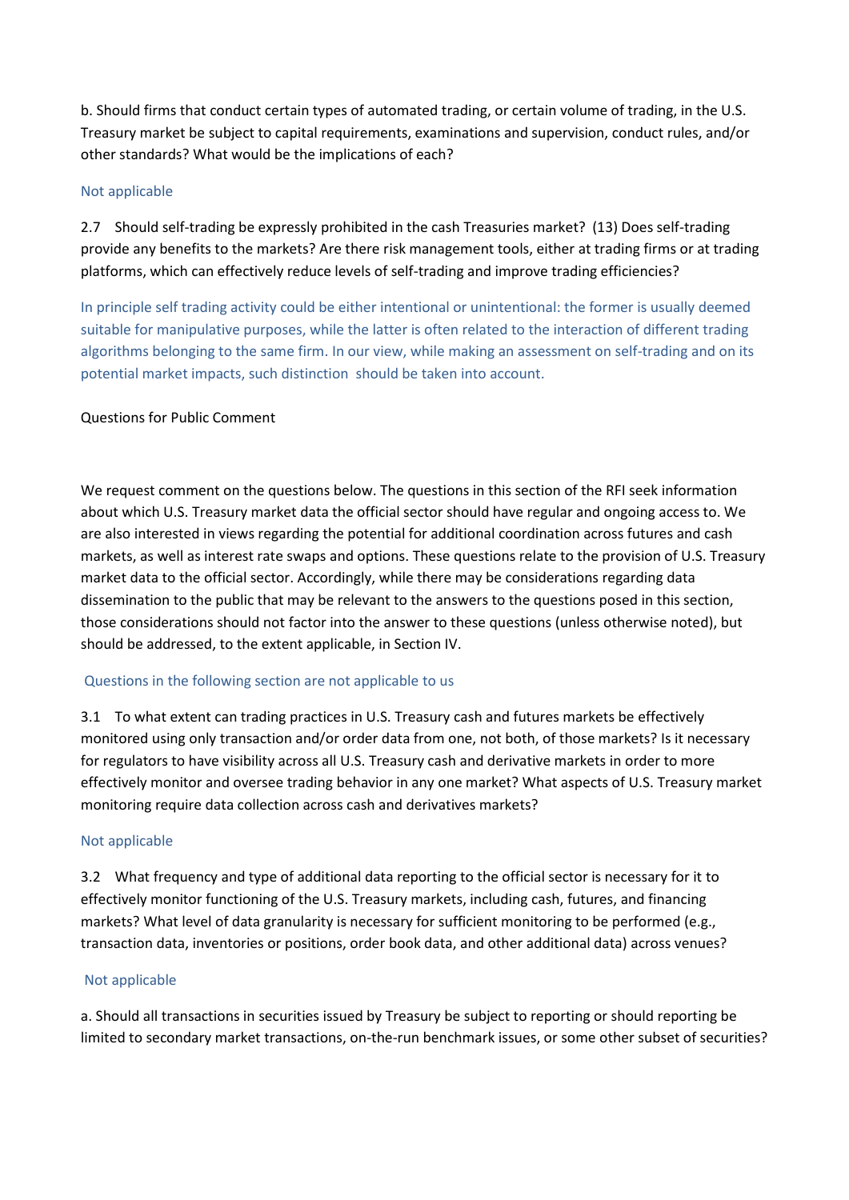b. Should firms that conduct certain types of automated trading, or certain volume of trading, in the U.S. Treasury market be subject to capital requirements, examinations and supervision, conduct rules, and/or other standards? What would be the implications of each?

Not applicable

2.7 Should self-trading be expressly prohibited in the cash Treasuries market? (13) Does self-trading provide any benefits to the markets? Are there risk management tools, either at trading firms or at trading platforms, which can effectively reduce levels of self-trading and improve trading efficiencies?

In principle self trading activity could be either intentional or unintentional: the former is usually deemed suitable for manipulative purposes, while the latter is often related to the interaction of different trading algorithms belonging to the same firm. In our view, while making an assessment on self-trading and on its potential market impacts, such distinction should be taken into account.

Questions for Public Comment

We request comment on the questions below. The questions in this section of the RFI seek information about which U.S. Treasury market data the official sector should have regular and ongoing access to. We are also interested in views regarding the potential for additional coordination across futures and cash markets, as well as interest rate swaps and options. These questions relate to the provision of U.S. Treasury market data to the official sector. Accordingly, while there may be considerations regarding data dissemination to the public that may be relevant to the answers to the questions posed in this section, those considerations should not factor into the answer to these questions (unless otherwise noted), but should be addressed, to the extent applicable, in Section IV.

Questions in the following section are not applicable to us

3.1 To what extent can trading practices in U.S. Treasury cash and futures markets be effectively monitored using only transaction and/or order data from one, not both, of those markets? Is it necessary for regulators to have visibility across all U.S. Treasury cash and derivative markets in order to more effectively monitor and oversee trading behavior in any one market? What aspects of U.S. Treasury market monitoring require data collection across cash and derivatives markets?

Not applicable

3.2 What frequency and type of additional data reporting to the official sector is necessary for it to effectively monitor functioning of the U.S. Treasury markets, including cash, futures, and financing markets? What level of data granularity is necessary for sufficient monitoring to be performed (e.g., transaction data, inventories or positions, order book data, and other additional data) across venues?

Not applicable

a. Should all transactions in securities issued by Treasury be subject to reporting or should reporting be limited to secondary market transactions, on-the-run benchmark issues, or some other subset of securities?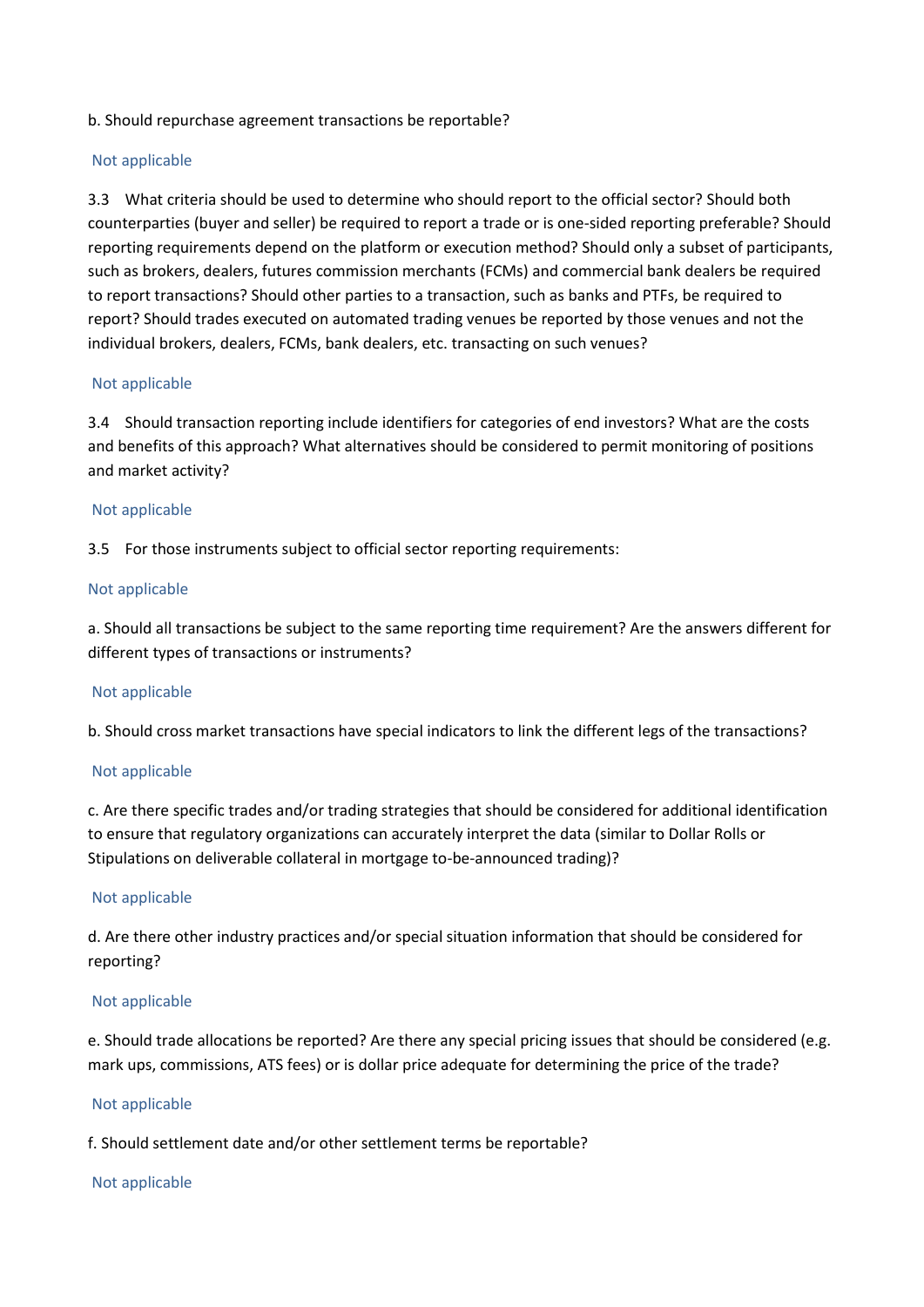b. Should repurchase agreement transactions be reportable?

Not applicable

3.3 What criteria should be used to determine who should report to the official sector? Should both counterparties (buyer and seller) be required to report a trade or is one-sided reporting preferable? Should reporting requirements depend on the platform or execution method? Should only a subset of participants, such as brokers, dealers, futures commission merchants (FCMs) and commercial bank dealers be required to report transactions? Should other parties to a transaction, such as banks and PTFs, be required to report? Should trades executed on automated trading venues be reported by those venues and not the individual brokers, dealers, FCMs, bank dealers, etc. transacting on such venues?

Not applicable

3.4 Should transaction reporting include identifiers for categories of end investors? What are the costs and benefits of this approach? What alternatives should be considered to permit monitoring of positions and market activity?

Not applicable

3.5 For those instruments subject to official sector reporting requirements:

Not applicable

a. Should all transactions be subject to the same reporting time requirement? Are the answers different for different types of transactions or instruments?

Not applicable

b. Should cross market transactions have special indicators to link the different legs of the transactions?

Not applicable

c. Are there specific trades and/or trading strategies that should be considered for additional identification to ensure that regulatory organizations can accurately interpret the data (similar to Dollar Rolls or Stipulations on deliverable collateral in mortgage to-be-announced trading)?

Not applicable

d. Are there other industry practices and/or special situation information that should be considered for reporting?

Not applicable

e. Should trade allocations be reported? Are there any special pricing issues that should be considered (e.g. mark ups, commissions, ATS fees) or is dollar price adequate for determining the price of the trade?

Not applicable

f. Should settlement date and/or other settlement terms be reportable?

Not applicable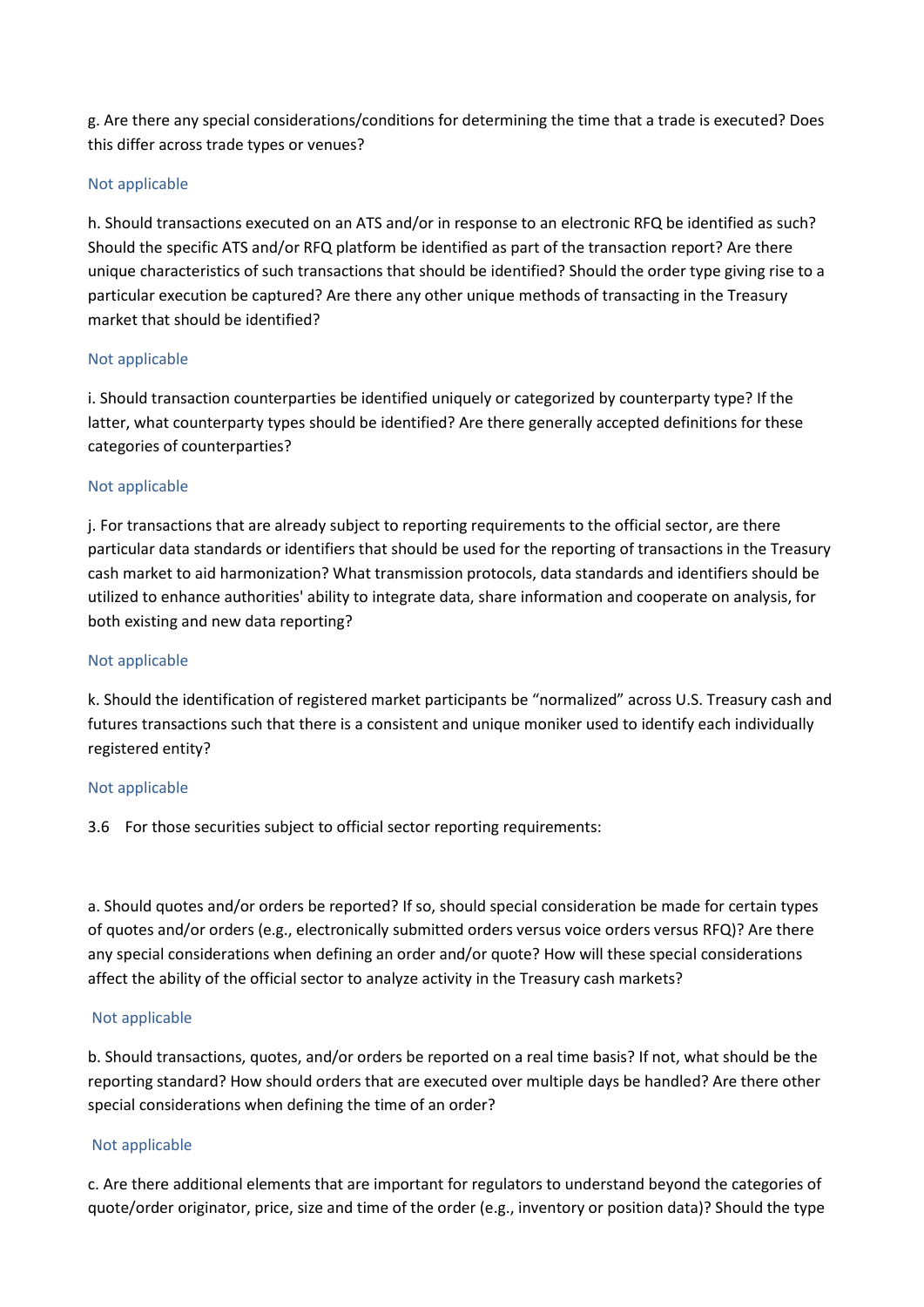g. Are there any special considerations/conditions for determining the time that a trade is executed? Does this differ across trade types or venues?

Not applicable

h. Should transactions executed on an ATS and/or in response to an electronic RFQ be identified as such? Should the specific ATS and/or RFQ platform be identified as part of the transaction report? Are there unique characteristics of such transactions that should be identified? Should the order type giving rise to a particular execution be captured? Are there any other unique methods of transacting in the Treasury market that should be identified?

Not applicable

i. Should transaction counterparties be identified uniquely or categorized by counterparty type? If the latter, what counterparty types should be identified? Are there generally accepted definitions for these categories of counterparties?

Not applicable

j. For transactions that are already subject to reporting requirements to the official sector, are there particular data standards or identifiers that should be used for the reporting of transactions in the Treasury cash market to aid harmonization? What transmission protocols, data standards and identifiers should be utilized to enhance authorities' ability to integrate data, share information and cooperate on analysis, for both existing and new data reporting?

Not applicable

k. Should the identification of registered market participants be "normalized" across U.S. Treasury cash and futures transactions such that there is a consistent and unique moniker used to identify each individually registered entity?

Not applicable

3.6 For those securities subject to official sector reporting requirements:

a. Should quotes and/or orders be reported? If so, should special consideration be made for certain types of quotes and/or orders (e.g., electronically submitted orders versus voice orders versus RFQ)? Are there any special considerations when defining an order and/or quote? How will these special considerations affect the ability of the official sector to analyze activity in the Treasury cash markets?

Not applicable

b. Should transactions, quotes, and/or orders be reported on a real time basis? If not, what should be the reporting standard? How should orders that are executed over multiple days be handled? Are there other special considerations when defining the time of an order?

Not applicable

c. Are there additional elements that are important for regulators to understand beyond the categories of quote/order originator, price, size and time of the order (e.g., inventory or position data)? Should the type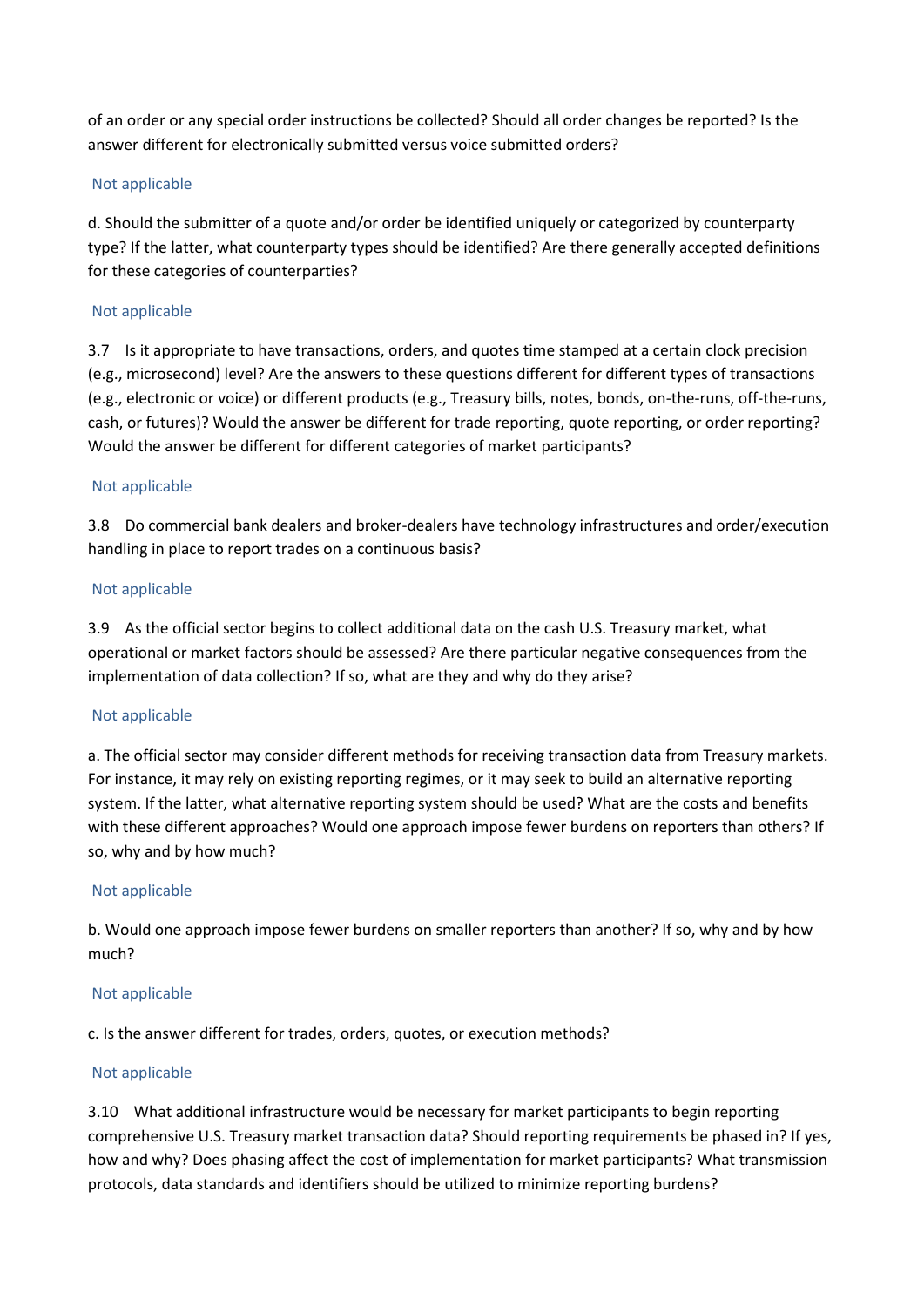of an order or any special order instructions be collected? Should all order changes be reported? Is the answer different for electronically submitted versus voice submitted orders?

Not applicable

d. Should the submitter of a quote and/or order be identified uniquely or categorized by counterparty type? If the latter, what counterparty types should be identified? Are there generally accepted definitions for these categories of counterparties?

Not applicable

3.7 Is it appropriate to have transactions, orders, and quotes time stamped at a certain clock precision (e.g., microsecond) level? Are the answers to these questions different for different types of transactions (e.g., electronic or voice) or different products (e.g., Treasury bills, notes, bonds, on-the-runs, off-the-runs, cash, or futures)? Would the answer be different for trade reporting, quote reporting, or order reporting? Would the answer be different for different categories of market participants?

Not applicable

3.8 Do commercial bank dealers and broker-dealers have technology infrastructures and order/execution handling in place to report trades on a continuous basis?

Not applicable

3.9 As the official sector begins to collect additional data on the cash U.S. Treasury market, what operational or market factors should be assessed? Are there particular negative consequences from the implementation of data collection? If so, what are they and why do they arise?

Not applicable

a. The official sector may consider different methods for receiving transaction data from Treasury markets. For instance, it may rely on existing reporting regimes, or it may seek to build an alternative reporting system. If the latter, what alternative reporting system should be used? What are the costs and benefits with these different approaches? Would one approach impose fewer burdens on reporters than others? If so, why and by how much?

Not applicable

b. Would one approach impose fewer burdens on smaller reporters than another? If so, why and by how much?

Not applicable

c. Is the answer different for trades, orders, quotes, or execution methods?

Not applicable

3.10 What additional infrastructure would be necessary for market participants to begin reporting comprehensive U.S. Treasury market transaction data? Should reporting requirements be phased in? If yes, how and why? Does phasing affect the cost of implementation for market participants? What transmission protocols, data standards and identifiers should be utilized to minimize reporting burdens?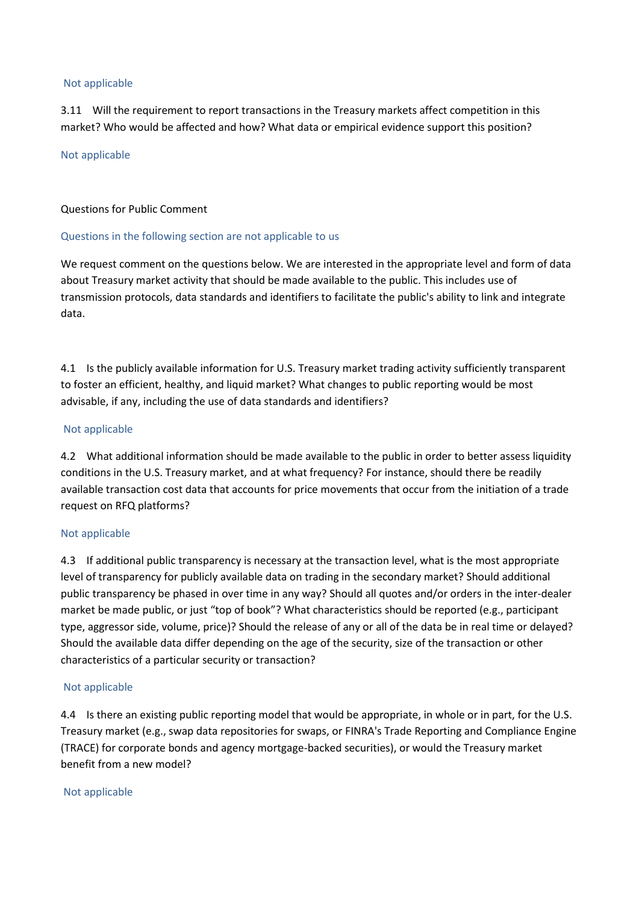Not applicable

3.11 Will the requirement to report transactions in the Treasury markets affect competition in this market? Who would be affected and how? What data or empirical evidence support this position?

Not applicable

Questions for Public Comment

Questions in the following section are not applicable to us

We request comment on the questions below. We are interested in the appropriate level and form of data about Treasury market activity that should be made available to the public. This includes use of transmission protocols, data standards and identifiers to facilitate the public's ability to link and integrate data.

4.1 Is the publicly available information for U.S. Treasury market trading activity sufficiently transparent to foster an efficient, healthy, and liquid market? What changes to public reporting would be most advisable, if any, including the use of data standards and identifiers?

Not applicable

4.2 What additional information should be made available to the public in order to better assess liquidity conditions in the U.S. Treasury market, and at what frequency? For instance, should there be readily available transaction cost data that accounts for price movements that occur from the initiation of a trade request on RFQ platforms?

Not applicable

4.3 If additional public transparency is necessary at the transaction level, what is the most appropriate level of transparency for publicly available data on trading in the secondary market? Should additional public transparency be phased in over time in any way? Should all quotes and/or orders in the inter-dealer market be made public, or just "top of book"? What characteristics should be reported (e.g., participant type, aggressor side, volume, price)? Should the release of any or all of the data be in real time or delayed? Should the available data differ depending on the age of the security, size of the transaction or other characteristics of a particular security or transaction?

Not applicable

4.4 Is there an existing public reporting model that would be appropriate, in whole or in part, for the U.S. Treasury market (e.g., swap data repositories for swaps, or FINRA's Trade Reporting and Compliance Engine (TRACE) for corporate bonds and agency mortgage-backed securities), or would the Treasury market benefit from a new model?

Not applicable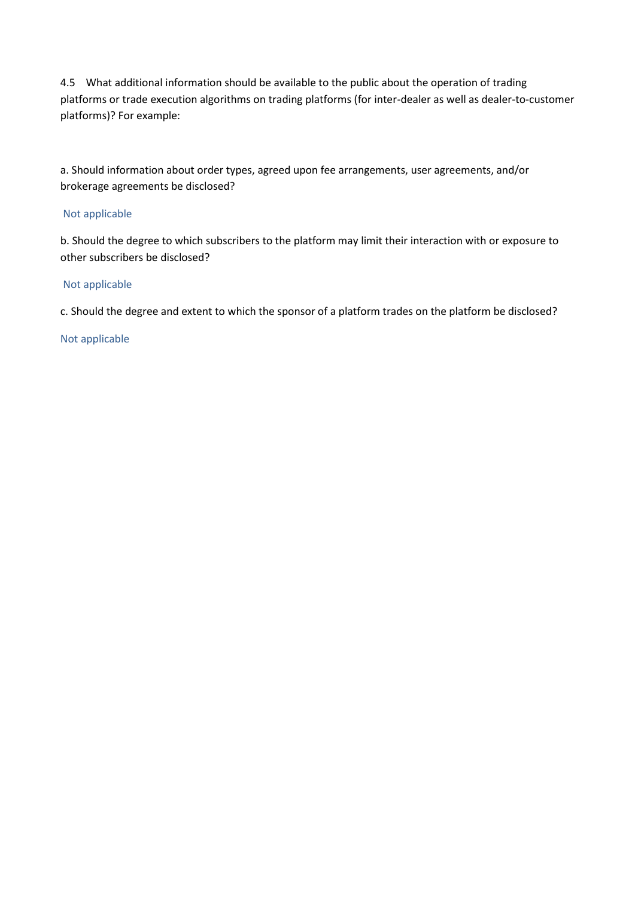4.5 What additional information should be available to the public about the operation of trading platforms or trade execution algorithms on trading platforms (for inter-dealer as well as dealer-to-customer platforms)? For example:

a. Should information about order types, agreed upon fee arrangements, user agreements, and/or brokerage agreements be disclosed?

Not applicable

b. Should the degree to which subscribers to the platform may limit their interaction with or exposure to other subscribers be disclosed?

Not applicable

c. Should the degree and extent to which the sponsor of a platform trades on the platform be disclosed?

Not applicable